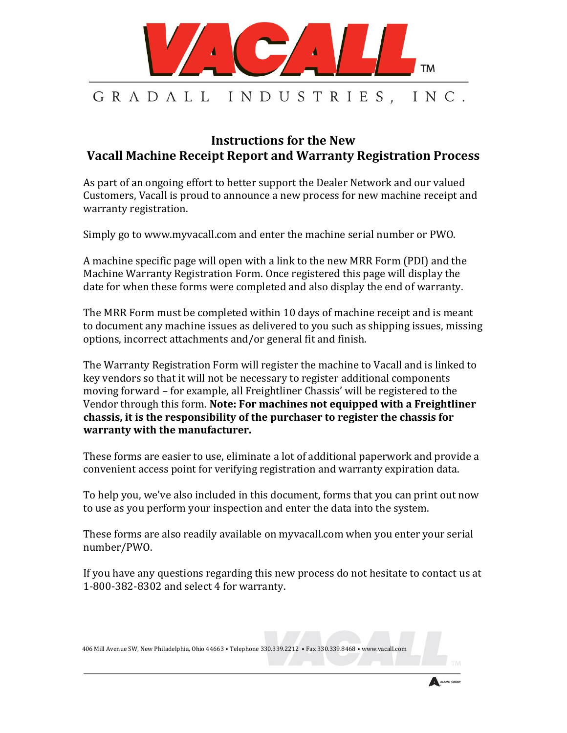# VACALL™

GRADALL INDUSTRIES, INC.

## Instructions for the New Vacall Machine Receipt Report and Warranty Registration Process

As part of an ongoing effort to better support the Dealer Network and our valued Customers, Vacall is proud to announce a new process for new machine receipt and warranty registration.

Simply go to www.myvacall.com and enter the machine serial number or PWO.

A machine specific page will open with a link to the new MRR Form (PDI) and the Machine Warranty Registration Form. Once registered this page will display the date for when these forms were completed and also display the end of warranty.

The MRR Form must be completed within 10 days of machine receipt and is meant to document any machine issues as delivered to you such as shipping issues, missing options, incorrect attachments and/or general fit and finish.

The Warranty Registration Form will register the machine to Vacall and is linked to key vendors so that it will not be necessary to register additional components moving forward – for example, all Freightliner Chassis' will be registered to the Vendor through this form. **Note: For machines not equipped with a Freightliner chassis, it is the responsibility of the purchaser to register the chassis for warranty with the manufacturer.**

These forms are easier to use, eliminate a lot of additional paperwork and provide a convenient access point for verifying registration and warranty expiration data.

To help you, we've also included in this document, forms that you can print out now to use as you perform your inspection and enter the data into the system.

These forms are also readily available on myvacall.com when you enter your serial number/PWO.

If you have any questions regarding this new process do not hesitate to contact us at 1-800-382-8302 and select 4 for warranty.

406 Mill Avenue SW, New Philadelphia, Ohio 44663 • Telephone 330.339.2212 • Fax 330.339.8468 • www.vacall.com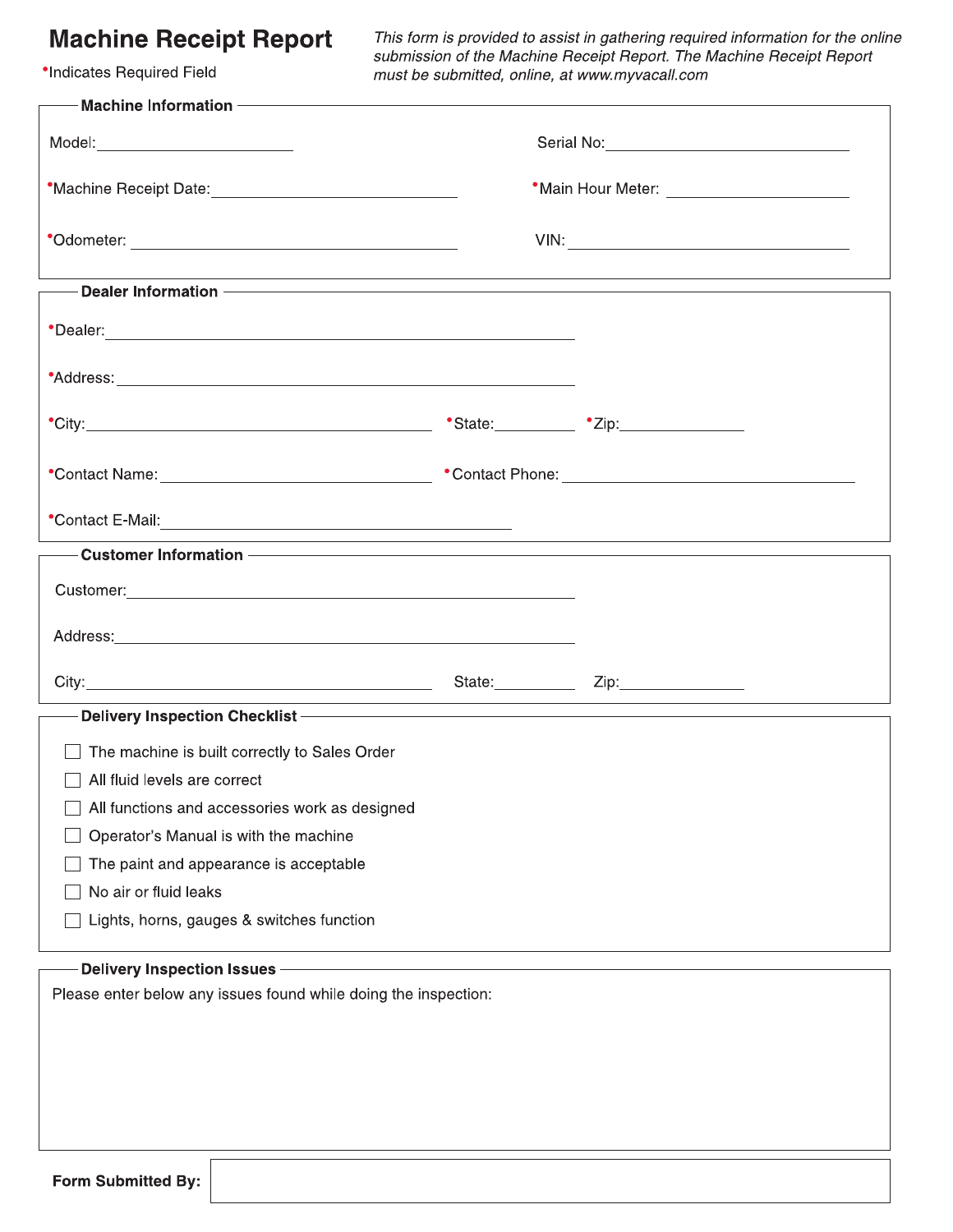# Machine Receipt Report

*Indicates Required Field

*This form is provided to assist in gathering required information for the online submission of the Machine Receipt Report. The Machine Receipt Report must be submitted, online, at www.myvacall.com*

## Machine Information

Model: ____________________ Serial No: ____________________

*Machine Receipt Date: ____________________ *Main Hour Meter: ____________________

*Odometer: ____________________ VIN: ____________________

## Dealer Information

*Dealer: ____________________

*Address: ____________________

*City: ____________________ *State: __________ *Zip: __________

*Contact Name: ____________________ *Contact Phone: ____________________

*Contact E-Mail: ____________________

## Customer Information

Customer: ____________________

Address: ____________________

City: ____________________ State: __________ Zip: __________

## Delivery Inspection Checklist

- ☐ The machine is built correctly to Sales Order
- ☐ All fluid levels are correct
- ☐ All functions and accessories work as designed
- ☐ Operator's Manual is with the machine
- ☐ The paint and appearance is acceptable
- ☐ No air or fluid leaks
- ☐ Lights, horns, gauges & switches function

## Delivery Inspection Issues

Please enter below any issues found while doing the inspection:

**Form Submitted By:** ____________________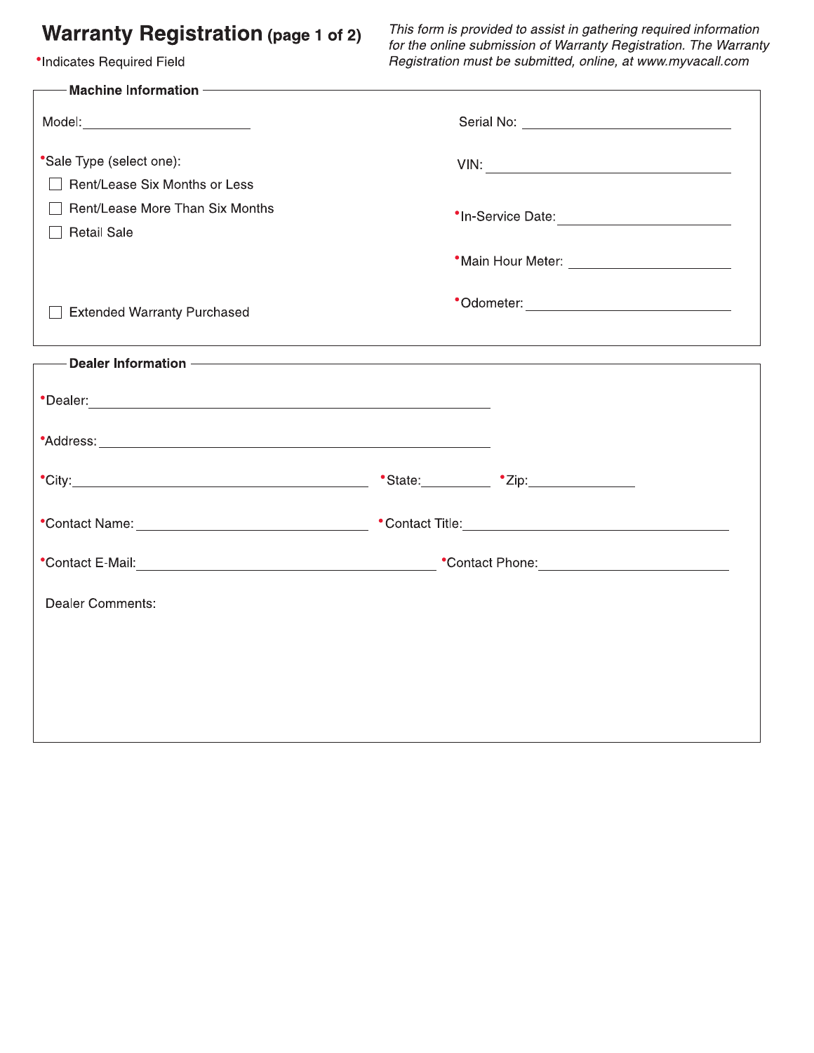# Warranty Registration (page 1 of 2)

*Indicates Required Field

*This form is provided to assist in gathering required information for the online submission of Warranty Registration. The Warranty Registration must be submitted, online, at www.myvacall.com*

## Machine Information

Model: ______________________

Serial No: ______________________

*Sale Type (select one):

- ☐ Rent/Lease Six Months or Less
- ☐ Rent/Lease More Than Six Months
- ☐ Retail Sale

VIN: ______________________

*In-Service Date: ______________________

*Main Hour Meter: ______________________

*Odometer: ______________________

☐ Extended Warranty Purchased

## Dealer Information

*Dealer: ______________________________________________

*Address: ______________________________________________

*City: ______________________ *State: __________ *Zip: ______________

*Contact Name: ______________________ *Contact Title: ______________________

*Contact E-Mail: ______________________ *Contact Phone: ______________________

Dealer Comments: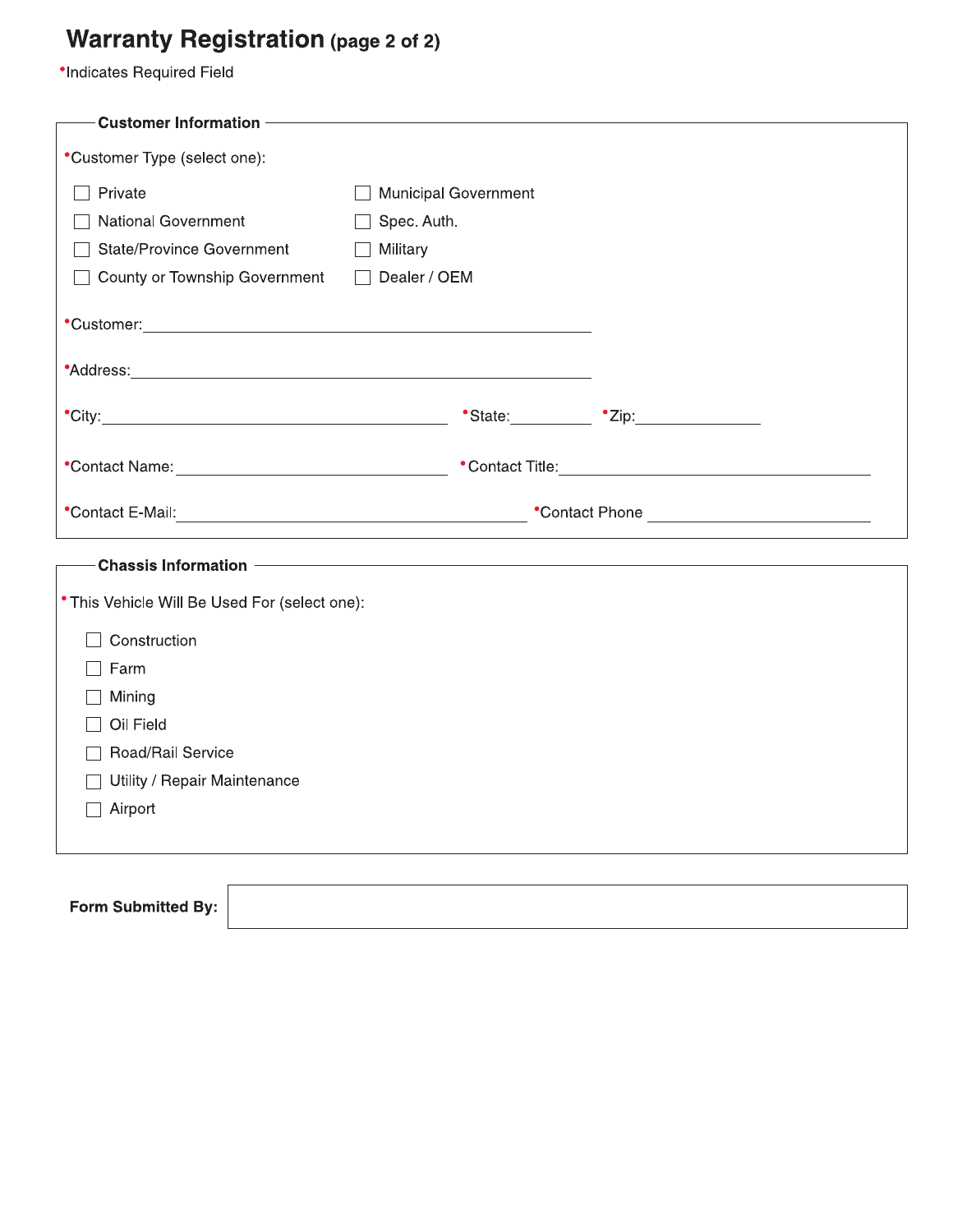# Warranty Registration (page 2 of 2)

*Indicates Required Field

## Customer Information

*Customer Type (select one):

- ☐ Private
- ☐ National Government
- ☐ State/Province Government
- ☐ County or Township Government
- ☐ Municipal Government
- ☐ Spec. Auth.
- ☐ Military
- ☐ Dealer / OEM

*Customer: ______________________________

*Address: ______________________________

*City: ______________________ *State: __________ *Zip: __________

*Contact Name: ______________________ *Contact Title: ______________________

*Contact E-Mail: ______________________ *Contact Phone ______________________

## Chassis Information

*This Vehicle Will Be Used For (select one):

- ☐ Construction
- ☐ Farm
- ☐ Mining
- ☐ Oil Field
- ☐ Road/Rail Service
- ☐ Utility / Repair Maintenance
- ☐ Airport

**Form Submitted By:** ______________________________